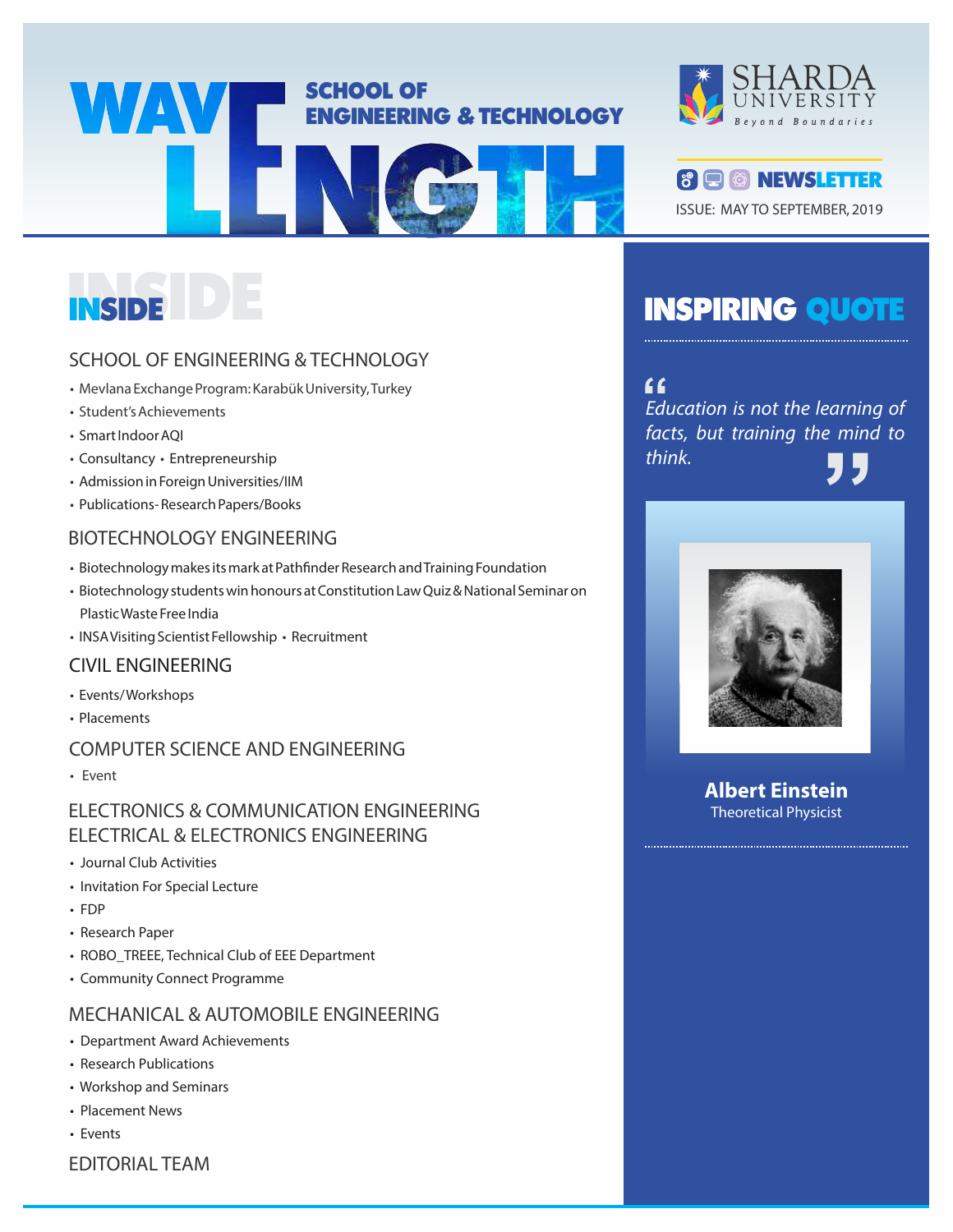# WAVELENGTH

## SCHOOL OF ENGINEERING & TECHNOLOGY

SHARDA UNIVERSITY
Beyond Boundaries

**NEWSLETTER**

ISSUE: MAY TO SEPTEMBER, 2019

## INSIDE

### SCHOOL OF ENGINEERING & TECHNOLOGY

- Mevlana Exchange Program: Karabük University, Turkey
- Student's Achievements
- Smart Indoor AQI
- Consultancy • Entrepreneurship
- Admission in Foreign Universities/IIM
- Publications- Research Papers/Books

### BIOTECHNOLOGY ENGINEERING

- Biotechnology makes its mark at Pathfinder Research and Training Foundation
- Biotechnology students win honours at Constitution Law Quiz & National Seminar on Plastic Waste Free India
- INSA Visiting Scientist Fellowship • Recruitment

### CIVIL ENGINEERING

- Events/Workshops
- Placements

### COMPUTER SCIENCE AND ENGINEERING

- Event

### ELECTRONICS & COMMUNICATION ENGINEERING
### ELECTRICAL & ELECTRONICS ENGINEERING

- Journal Club Activities
- Invitation For Special Lecture
- FDP
- Research Paper
- ROBO_TREEE, Technical Club of EEE Department
- Community Connect Programme

### MECHANICAL & AUTOMOBILE ENGINEERING

- Department Award Achievements
- Research Publications
- Workshop and Seminars
- Placement News
- Events

### EDITORIAL TEAM

## INSPIRING QUOTE

*"Education is not the learning of facts, but training the mind to think."*

**Albert Einstein**
Theoretical Physicist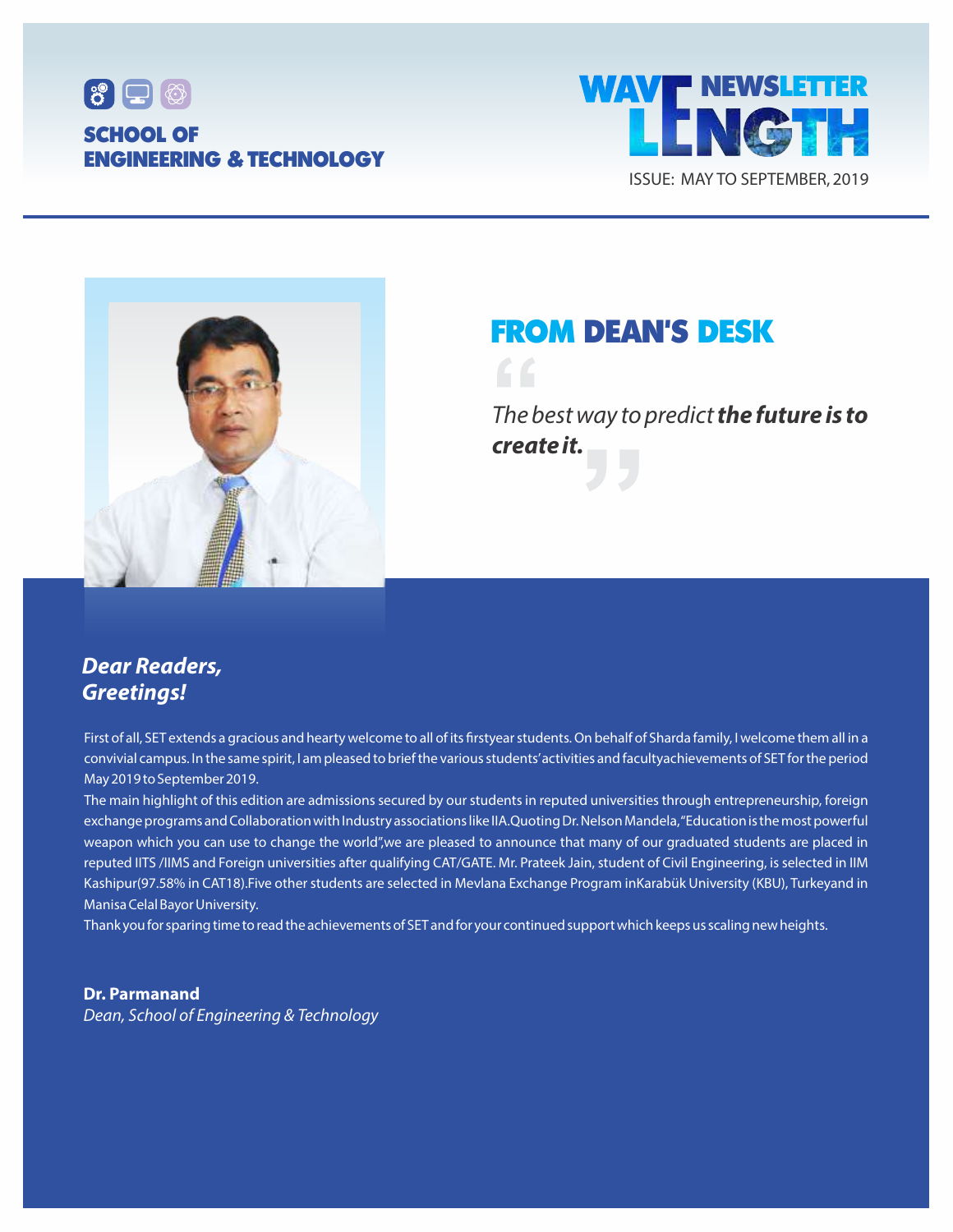SCHOOL OF ENGINEERING & TECHNOLOGY

WAVELENGTH NEWSLETTER

ISSUE: MAY TO SEPTEMBER, 2019

## FROM DEAN'S DESK

*"The best way to predict **the future is to create it.**"*

***Dear Readers,***
***Greetings!***

First of all, SET extends a gracious and hearty welcome to all of its firstyear students. On behalf of Sharda family, I welcome them all in a convivial campus. In the same spirit, I am pleased to brief the various students' activities and facultyachievements of SET for the period May 2019 to September 2019.

The main highlight of this edition are admissions secured by our students in reputed universities through entrepreneurship, foreign exchange programs and Collaboration with Industry associations like IIA.Quoting Dr. Nelson Mandela,"Education is the most powerful weapon which you can use to change the world",we are pleased to announce that many of our graduated students are placed in reputed IITS /IIMS and Foreign universities after qualifying CAT/GATE. Mr. Prateek Jain, student of Civil Engineering, is selected in IIM Kashipur(97.58% in CAT18).Five other students are selected in Mevlana Exchange Program inKarabük University (KBU), Turkeyand in Manisa Celal Bayor University.

Thank you for sparing time to read the achievements of SET and for your continued support which keeps us scaling new heights.

**Dr. Parmanand**
*Dean, School of Engineering & Technology*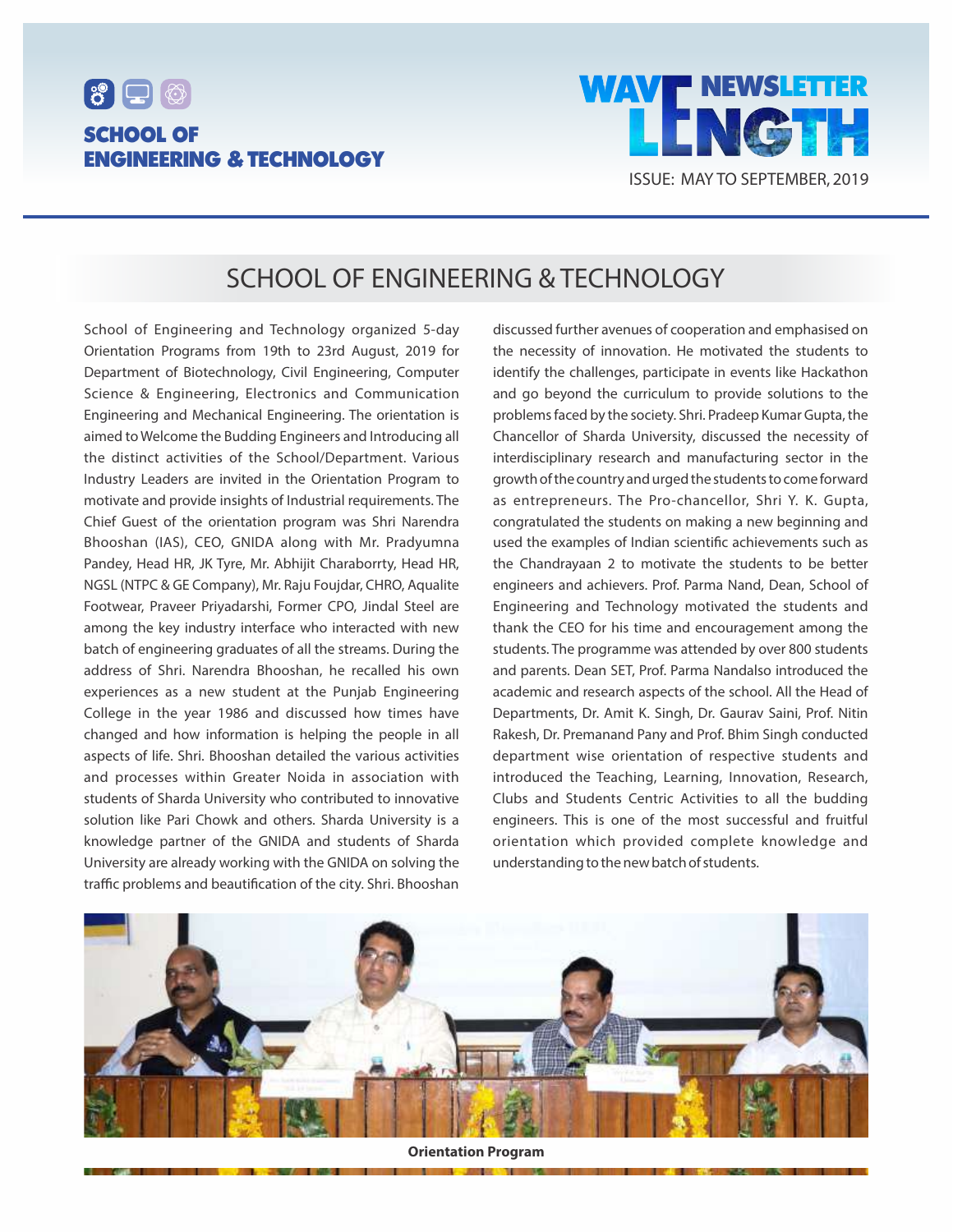# SCHOOL OF ENGINEERING & TECHNOLOGY

School of Engineering and Technology organized 5-day Orientation Programs from 19th to 23rd August, 2019 for Department of Biotechnology, Civil Engineering, Computer Science & Engineering, Electronics and Communication Engineering and Mechanical Engineering. The orientation is aimed to Welcome the Budding Engineers and Introducing all the distinct activities of the School/Department. Various Industry Leaders are invited in the Orientation Program to motivate and provide insights of Industrial requirements. The Chief Guest of the orientation program was Shri Narendra Bhooshan (IAS), CEO, GNIDA along with Mr. Pradyumna Pandey, Head HR, JK Tyre, Mr. Abhijit Charaborrty, Head HR, NGSL (NTPC & GE Company), Mr. Raju Foujdar, CHRO, Aqualite Footwear, Praveer Priyadarshi, Former CPO, Jindal Steel are among the key industry interface who interacted with new batch of engineering graduates of all the streams. During the address of Shri. Narendra Bhooshan, he recalled his own experiences as a new student at the Punjab Engineering College in the year 1986 and discussed how times have changed and how information is helping the people in all aspects of life. Shri. Bhooshan detailed the various activities and processes within Greater Noida in association with students of Sharda University who contributed to innovative solution like Pari Chowk and others. Sharda University is a knowledge partner of the GNIDA and students of Sharda University are already working with the GNIDA on solving the traffic problems and beautification of the city. Shri. Bhooshan discussed further avenues of cooperation and emphasised on the necessity of innovation. He motivated the students to identify the challenges, participate in events like Hackathon and go beyond the curriculum to provide solutions to the problems faced by the society. Shri. Pradeep Kumar Gupta, the Chancellor of Sharda University, discussed the necessity of interdisciplinary research and manufacturing sector in the growth of the country and urged the students to come forward as entrepreneurs. The Pro-chancellor, Shri Y. K. Gupta, congratulated the students on making a new beginning and used the examples of Indian scientific achievements such as the Chandrayaan 2 to motivate the students to be better engineers and achievers. Prof. Parma Nand, Dean, School of Engineering and Technology motivated the students and thank the CEO for his time and encouragement among the students. The programme was attended by over 800 students and parents. Dean SET, Prof. Parma Nandalso introduced the academic and research aspects of the school. All the Head of Departments, Dr. Amit K. Singh, Dr. Gaurav Saini, Prof. Nitin Rakesh, Dr. Premanand Pany and Prof. Bhim Singh conducted department wise orientation of respective students and introduced the Teaching, Learning, Innovation, Research, Clubs and Students Centric Activities to all the budding engineers. This is one of the most successful and fruitful orientation which provided complete knowledge and understanding to the new batch of students.

**Orientation Program**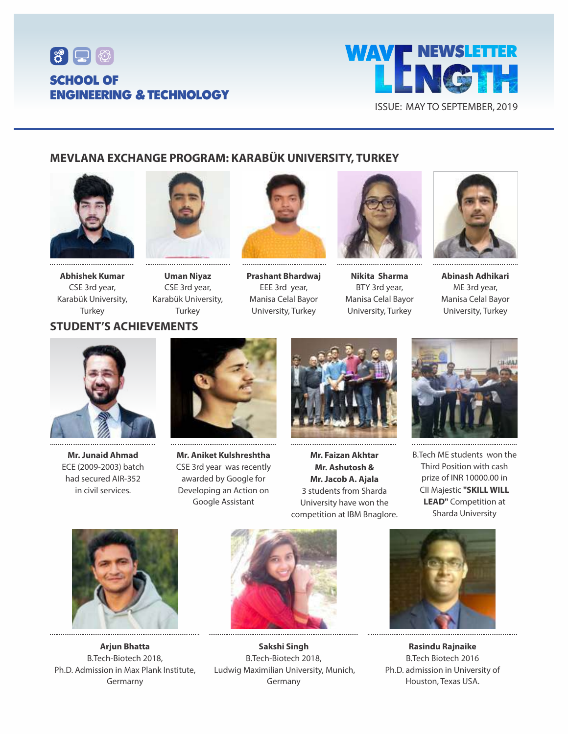## MEVLANA EXCHANGE PROGRAM: KARABÜK UNIVERSITY, TURKEY

**Abhishek Kumar**
CSE 3rd year,
Karabük University,
Turkey

**Uman Niyaz**
CSE 3rd year,
Karabük University,
Turkey

**Prashant Bhardwaj**
EEE 3rd year,
Manisa Celal Bayor
University, Turkey

**Nikita Sharma**
BTY 3rd year,
Manisa Celal Bayor
University, Turkey

**Abinash Adhikari**
ME 3rd year,
Manisa Celal Bayor
University, Turkey

## STUDENT'S ACHIEVEMENTS

**Mr. Junaid Ahmad**
ECE (2009-2003) batch
had secured AIR-352
in civil services.

**Mr. Aniket Kulshreshtha**
CSE 3rd year was recently
awarded by Google for
Developing an Action on
Google Assistant

**Mr. Faizan Akhtar**
**Mr. Ashutosh &**
**Mr. Jacob A. Ajala**
3 students from Sharda
University have won the
competition at IBM Bnaglore.

B.Tech ME students won the
Third Position with cash
prize of INR 10000.00 in
CII Majestic **"SKILL WILL LEAD"** Competition at
Sharda University

**Arjun Bhatta**
B.Tech-Biotech 2018,
Ph.D. Admission in Max Plank Institute,
Germarny

**Sakshi Singh**
B.Tech-Biotech 2018,
Ludwig Maximilian University, Munich,
Germany

**Rasindu Rajnaike**
B.Tech Biotech 2016
Ph.D. admission in University of
Houston, Texas USA.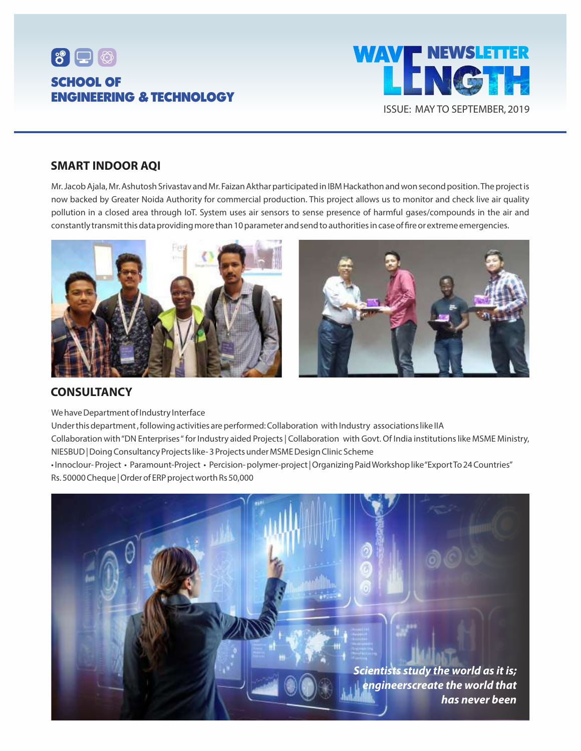## SMART INDOOR AQI

Mr. Jacob Ajala, Mr. Ashutosh Srivastav and Mr. Faizan Akthar participated in IBM Hackathon and won second position. The project is now backed by Greater Noida Authority for commercial production. This project allows us to monitor and check live air quality pollution in a closed area through IoT. System uses air sensors to sense presence of harmful gases/compounds in the air and constantly transmit this data providing more than 10 parameter and send to authorities in case of fire or extreme emergencies.

## CONSULTANCY

We have Department of Industry Interface

Under this department , following activities are performed: Collaboration with Industry associations like IIA

Collaboration with "DN Enterprises " for Industry aided Projects | Collaboration with Govt. Of India institutions like MSME Ministry, NIESBUD | Doing Consultancy Projects like- 3 Projects under MSME Design Clinic Scheme

• Innoclour- Project • Paramount-Project • Percision- polymer-project | Organizing Paid Workshop like "Export To 24 Countries" Rs. 50000 Cheque | Order of ERP project worth Rs 50,000

*Scientists study the world as it is; engineerscreate the world that has never been*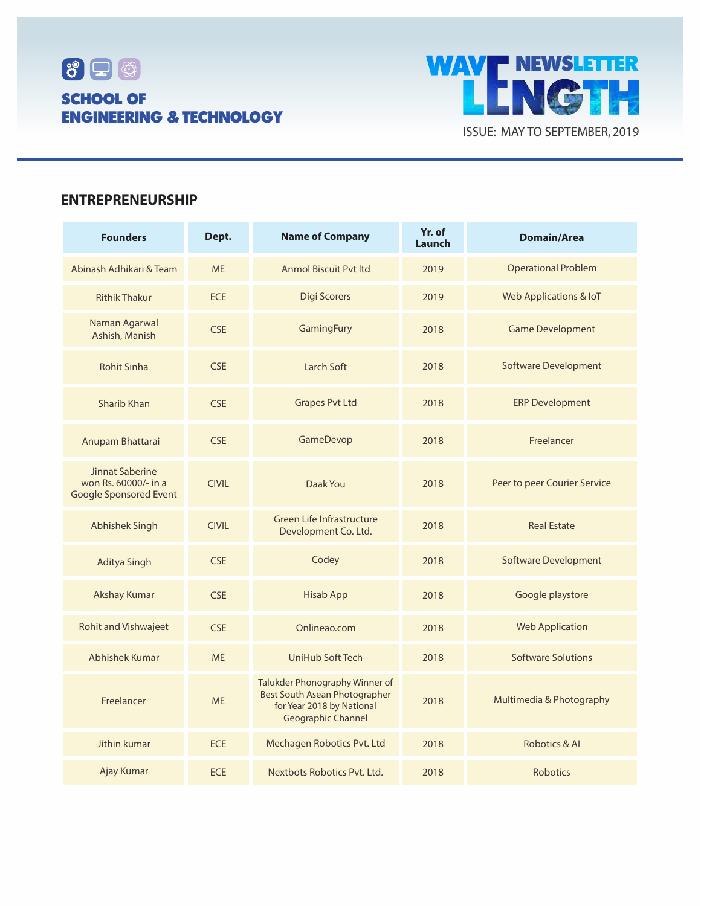## ENTREPRENEURSHIP

| Founders | Dept. | Name of Company | Yr. of Launch | Domain/Area |
|---|---|---|---|---|
| Abinash Adhikari & Team | ME | Anmol Biscuit Pvt ltd | 2019 | Operational Problem |
| Rithik Thakur | ECE | Digi Scorers | 2019 | Web Applications & IoT |
| Naman Agarwal Ashish, Manish | CSE | GamingFury | 2018 | Game Development |
| Rohit Sinha | CSE | Larch Soft | 2018 | Software Development |
| Sharib Khan | CSE | Grapes Pvt Ltd | 2018 | ERP Development |
| Anupam Bhattarai | CSE | GameDevop | 2018 | Freelancer |
| Jinnat Saberine won Rs. 60000/- in a Google Sponsored Event | CIVIL | Daak You | 2018 | Peer to peer Courier Service |
| Abhishek Singh | CIVIL | Green Life Infrastructure Development Co. Ltd. | 2018 | Real Estate |
| Aditya Singh | CSE | Codey | 2018 | Software Development |
| Akshay Kumar | CSE | Hisab App | 2018 | Google playstore |
| Rohit and Vishwajeet | CSE | Onlineao.com | 2018 | Web Application |
| Abhishek Kumar | ME | UniHub Soft Tech | 2018 | Software Solutions |
| Freelancer | ME | Talukder Phonography Winner of Best South Asean Photographer for Year 2018 by National Geographic Channel | 2018 | Multimedia & Photography |
| Jithin kumar | ECE | Mechagen Robotics Pvt. Ltd | 2018 | Robotics & AI |
| Ajay Kumar | ECE | Nextbots Robotics Pvt. Ltd. | 2018 | Robotics |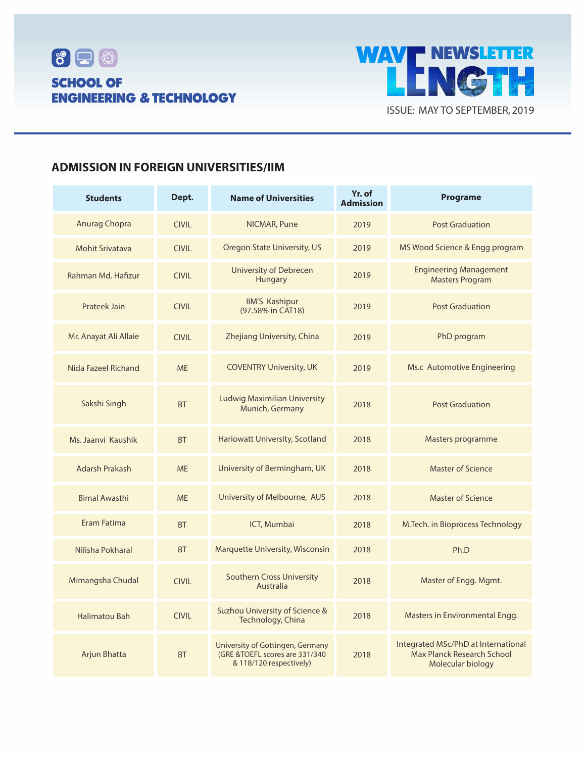## ADMISSION IN FOREIGN UNIVERSITIES/IIM

| Students | Dept. | Name of Universities | Yr. of Admission | Programe |
|---|---|---|---|---|
| Anurag Chopra | CIVIL | NICMAR, Pune | 2019 | Post Graduation |
| Mohit Srivatava | CIVIL | Oregon State University, US | 2019 | MS Wood Science & Engg program |
| Rahman Md. Hafizur | CIVIL | University of Debrecen Hungary | 2019 | Engineering Management Masters Program |
| Prateek Jain | CIVIL | IIM'S Kashipur (97.58% in CAT18) | 2019 | Post Graduation |
| Mr. Anayat Ali Allaie | CIVIL | Zhejiang University, China | 2019 | PhD program |
| Nida Fazeel Richand | ME | COVENTRY University, UK | 2019 | Ms.c Automotive Engineering |
| Sakshi Singh | BT | Ludwig Maximilian University Munich, Germany | 2018 | Post Graduation |
| Ms. Jaanvi Kaushik | BT | Hariowatt University, Scotland | 2018 | Masters programme |
| Adarsh Prakash | ME | University of Bermingham, UK | 2018 | Master of Science |
| Bimal Awasthi | ME | University of Melbourne, AUS | 2018 | Master of Science |
| Eram Fatima | BT | ICT, Mumbai | 2018 | M.Tech. in Bioprocess Technology |
| Nilisha Pokharal | BT | Marquette University, Wisconsin | 2018 | Ph.D |
| Mimangsha Chudal | CIVIL | Southern Cross University Australia | 2018 | Master of Engg. Mgmt. |
| Halimatou Bah | CIVIL | Suzhou University of Science & Technology, China | 2018 | Masters in Environmental Engg. |
| Arjun Bhatta | BT | University of Gottingen, Germany (GRE &TOEFL scores are 331/340 & 118/120 respectively) | 2018 | Integrated MSc/PhD at International Max Planck Research School Molecular biology |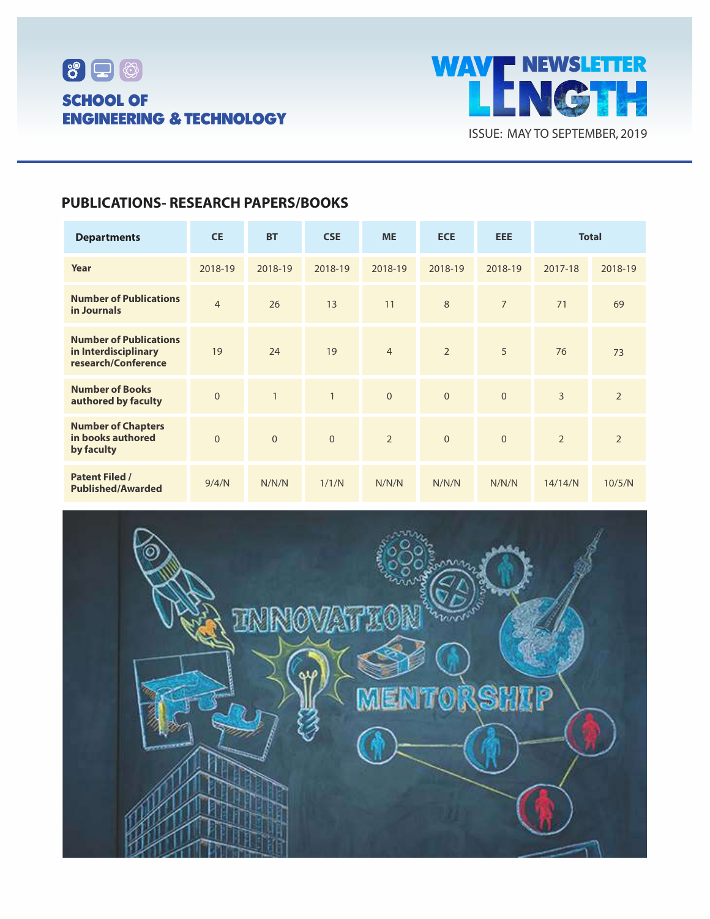## PUBLICATIONS- RESEARCH PAPERS/BOOKS

| Departments | CE | BT | CSE | ME | ECE | EEE | Total | |
|---|---|---|---|---|---|---|---|---|
| Year | 2018-19 | 2018-19 | 2018-19 | 2018-19 | 2018-19 | 2018-19 | 2017-18 | 2018-19 |
| Number of Publications in Journals | 4 | 26 | 13 | 11 | 8 | 7 | 71 | 69 |
| Number of Publications in Interdisciplinary research/Conference | 19 | 24 | 19 | 4 | 2 | 5 | 76 | 73 |
| Number of Books authored by faculty | 0 | 1 | 1 | 0 | 0 | 0 | 3 | 2 |
| Number of Chapters in books authored by faculty | 0 | 0 | 0 | 2 | 0 | 0 | 2 | 2 |
| Patent Filed / Published/Awarded | 9/4/N | N/N/N | 1/1/N | N/N/N | N/N/N | N/N/N | 14/14/N | 10/5/N |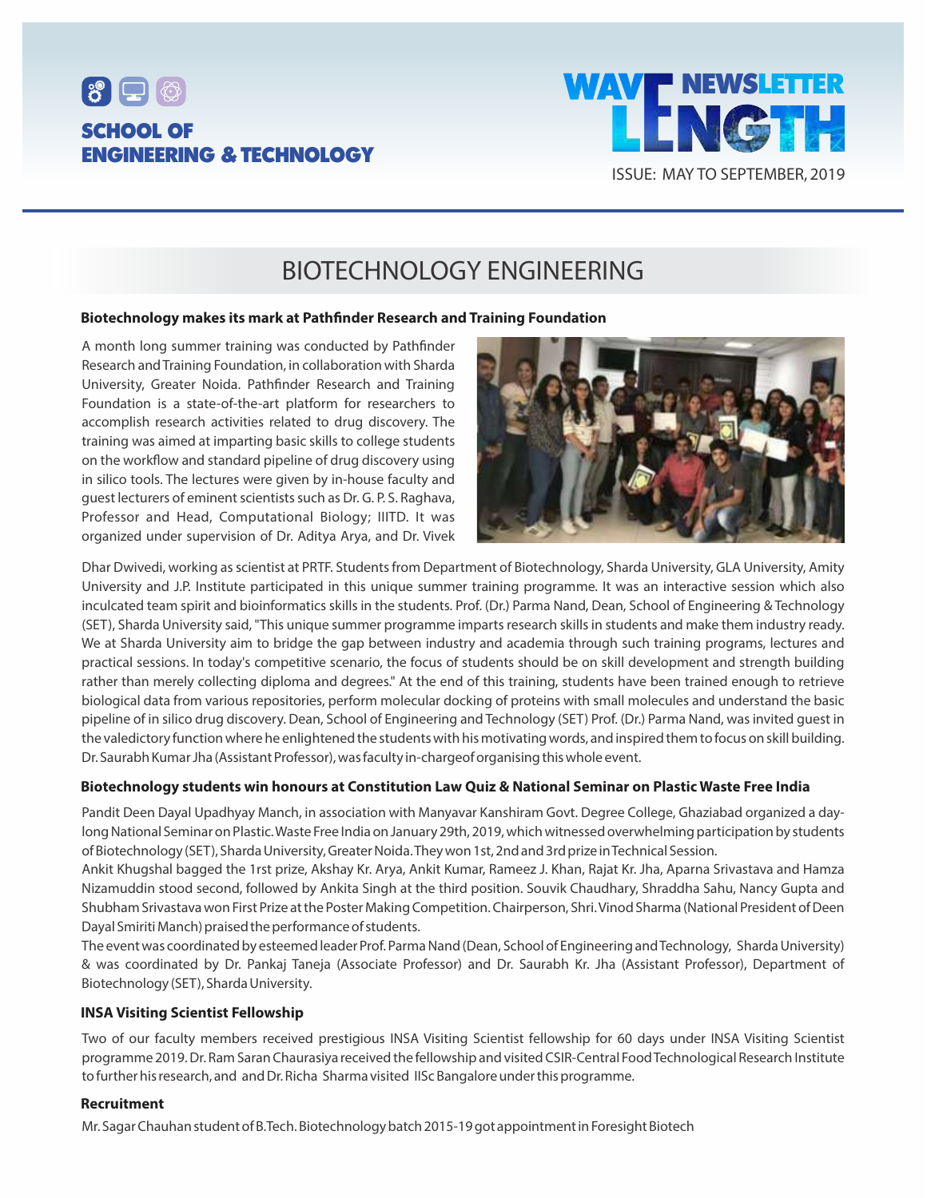# BIOTECHNOLOGY ENGINEERING

### Biotechnology makes its mark at Pathfinder Research and Training Foundation

A month long summer training was conducted by Pathfinder Research and Training Foundation, in collaboration with Sharda University, Greater Noida. Pathfinder Research and Training Foundation is a state-of-the-art platform for researchers to accomplish research activities related to drug discovery. The training was aimed at imparting basic skills to college students on the workflow and standard pipeline of drug discovery using in silico tools. The lectures were given by in-house faculty and guest lecturers of eminent scientists such as Dr. G. P. S. Raghava, Professor and Head, Computational Biology; IIITD. It was organized under supervision of Dr. Aditya Arya, and Dr. Vivek Dhar Dwivedi, working as scientist at PRTF. Students from Department of Biotechnology, Sharda University, GLA University, Amity University and J.P. Institute participated in this unique summer training programme. It was an interactive session which also inculcated team spirit and bioinformatics skills in the students. Prof. (Dr.) Parma Nand, Dean, School of Engineering & Technology (SET), Sharda University said, "This unique summer programme imparts research skills in students and make them industry ready. We at Sharda University aim to bridge the gap between industry and academia through such training programs, lectures and practical sessions. In today's competitive scenario, the focus of students should be on skill development and strength building rather than merely collecting diploma and degrees." At the end of this training, students have been trained enough to retrieve biological data from various repositories, perform molecular docking of proteins with small molecules and understand the basic pipeline of in silico drug discovery. Dean, School of Engineering and Technology (SET) Prof. (Dr.) Parma Nand, was invited guest in the valedictory function where he enlightened the students with his motivating words, and inspired them to focus on skill building. Dr. Saurabh Kumar Jha (Assistant Professor), was faculty in-chargeof organising this whole event.

### Biotechnology students win honours at Constitution Law Quiz & National Seminar on Plastic Waste Free India

Pandit Deen Dayal Upadhyay Manch, in association with Manyavar Kanshiram Govt. Degree College, Ghaziabad organized a day-long National Seminar on Plastic. Waste Free India on January 29th, 2019, which witnessed overwhelming participation by students of Biotechnology (SET), Sharda University, Greater Noida. They won 1st, 2nd and 3rd prize in Technical Session.

Ankit Khugshal bagged the 1rst prize, Akshay Kr. Arya, Ankit Kumar, Rameez J. Khan, Rajat Kr. Jha, Aparna Srivastava and Hamza Nizamuddin stood second, followed by Ankita Singh at the third position. Souvik Chaudhary, Shraddha Sahu, Nancy Gupta and Shubham Srivastava won First Prize at the Poster Making Competition. Chairperson, Shri. Vinod Sharma (National President of Deen Dayal Smiriti Manch) praised the performance of students.

The event was coordinated by esteemed leader Prof. Parma Nand (Dean, School of Engineering and Technology, Sharda University) & was coordinated by Dr. Pankaj Taneja (Associate Professor) and Dr. Saurabh Kr. Jha (Assistant Professor), Department of Biotechnology (SET), Sharda University.

### INSA Visiting Scientist Fellowship

Two of our faculty members received prestigious INSA Visiting Scientist fellowship for 60 days under INSA Visiting Scientist programme 2019. Dr. Ram Saran Chaurasiya received the fellowship and visited CSIR-Central Food Technological Research Institute to further his research, and and Dr. Richa Sharma visited IISc Bangalore under this programme.

### Recruitment

Mr. Sagar Chauhan student of B.Tech. Biotechnology batch 2015-19 got appointment in Foresight Biotech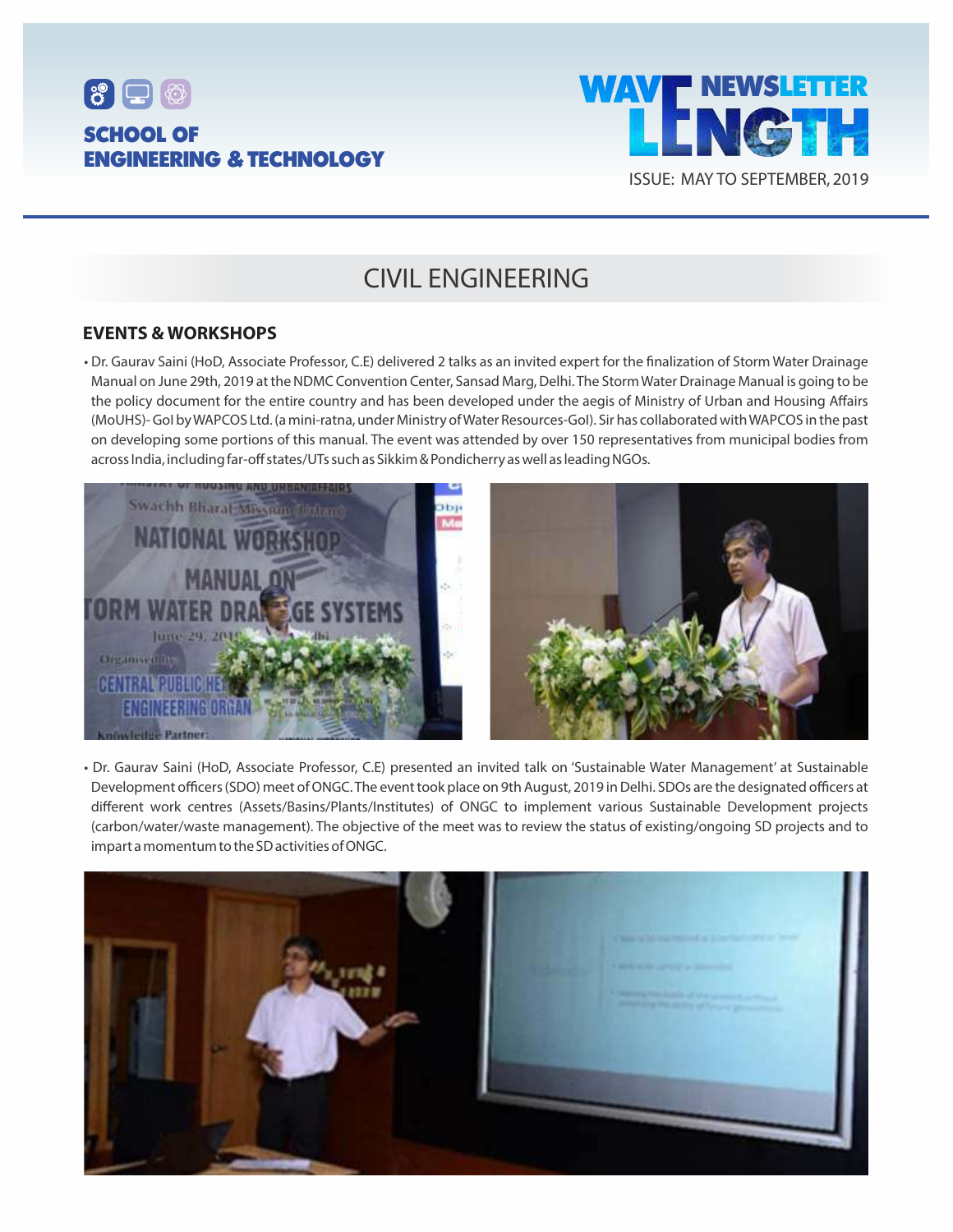# CIVIL ENGINEERING

## EVENTS & WORKSHOPS

- Dr. Gaurav Saini (HoD, Associate Professor, C.E) delivered 2 talks as an invited expert for the finalization of Storm Water Drainage Manual on June 29th, 2019 at the NDMC Convention Center, Sansad Marg, Delhi. The Storm Water Drainage Manual is going to be the policy document for the entire country and has been developed under the aegis of Ministry of Urban and Housing Affairs (MoUHS)- GoI by WAPCOS Ltd. (a mini-ratna, under Ministry of Water Resources-GoI). Sir has collaborated with WAPCOS in the past on developing some portions of this manual. The event was attended by over 150 representatives from municipal bodies from across India, including far-off states/UTs such as Sikkim & Pondicherry as well as leading NGOs.

- Dr. Gaurav Saini (HoD, Associate Professor, C.E) presented an invited talk on 'Sustainable Water Management' at Sustainable Development officers (SDO) meet of ONGC. The event took place on 9th August, 2019 in Delhi. SDOs are the designated officers at different work centres (Assets/Basins/Plants/Institutes) of ONGC to implement various Sustainable Development projects (carbon/water/waste management). The objective of the meet was to review the status of existing/ongoing SD projects and to impart a momentum to the SD activities of ONGC.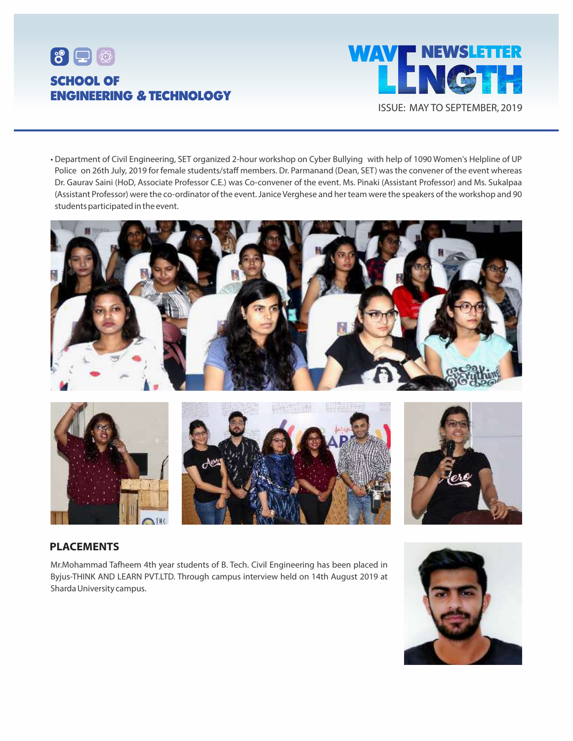- Department of Civil Engineering, SET organized 2-hour workshop on Cyber Bullying with help of 1090 Women's Helpline of UP Police on 26th July, 2019 for female students/staff members. Dr. Parmanand (Dean, SET) was the convener of the event whereas Dr. Gaurav Saini (HoD, Associate Professor C.E.) was Co-convener of the event. Ms. Pinaki (Assistant Professor) and Ms. Sukalpaa (Assistant Professor) were the co-ordinator of the event. Janice Verghese and her team were the speakers of the workshop and 90 students participated in the event.

## PLACEMENTS

Mr.Mohammad Tafheem 4th year students of B. Tech. Civil Engineering has been placed in Byjus-THINK AND LEARN PVT.LTD. Through campus interview held on 14th August 2019 at Sharda University campus.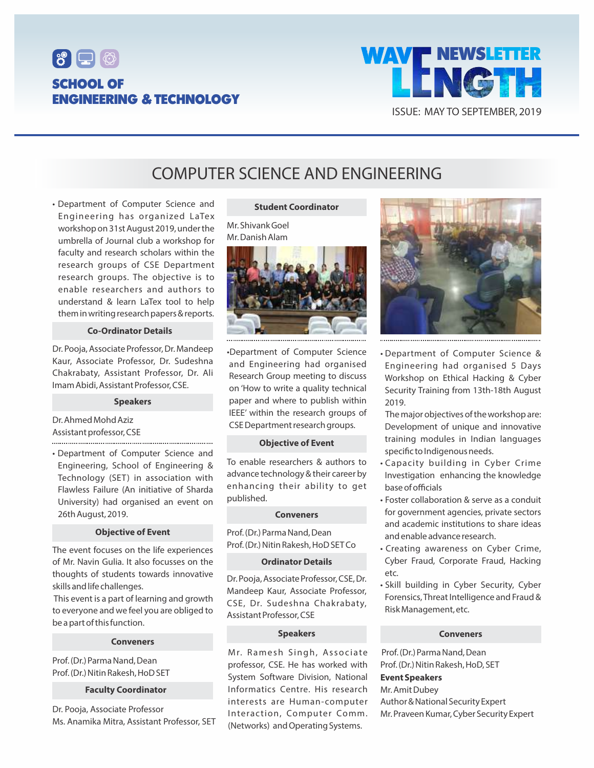# COMPUTER SCIENCE AND ENGINEERING

- Department of Computer Science and Engineering has organized LaTex workshop on 31st August 2019, under the umbrella of Journal club a workshop for faculty and research scholars within the research groups of CSE Department research groups. The objective is to enable researchers and authors to understand & learn LaTex tool to help them in writing research papers & reports.

**Co-Ordinator Details**

Dr. Pooja, Associate Professor, Dr. Mandeep Kaur, Associate Professor, Dr. Sudeshna Chakrabaty, Assistant Professor, Dr. Ali Imam Abidi, Assistant Professor, CSE.

**Speakers**

Dr. Ahmed Mohd Aziz
Assistant professor, CSE

- Department of Computer Science and Engineering, School of Engineering & Technology (SET) in association with Flawless Failure (An initiative of Sharda University) had organised an event on 26th August, 2019.

**Objective of Event**

The event focuses on the life experiences of Mr. Navin Gulia. It also focusses on the thoughts of students towards innovative skills and life challenges.

This event is a part of learning and growth to everyone and we feel you are obliged to be a part of this function.

**Conveners**

Prof. (Dr.) Parma Nand, Dean
Prof. (Dr.) Nitin Rakesh, HoD SET

**Faculty Coordinator**

Dr. Pooja, Associate Professor
Ms. Anamika Mitra, Assistant Professor, SET

**Student Coordinator**

Mr. Shivank Goel
Mr. Danish Alam

- Department of Computer Science and Engineering had organised Research Group meeting to discuss on 'How to write a quality technical paper and where to publish within IEEE' within the research groups of CSE Department research groups.

**Objective of Event**

To enable researchers & authors to advance technology & their career by enhancing their ability to get published.

**Conveners**

Prof. (Dr.) Parma Nand, Dean
Prof. (Dr.) Nitin Rakesh, HoD SET Co

**Ordinator Details**

Dr. Pooja, Associate Professor, CSE, Dr. Mandeep Kaur, Associate Professor, CSE, Dr. Sudeshna Chakrabaty, Assistant Professor, CSE

**Speakers**

Mr. Ramesh Singh, Associate professor, CSE. He has worked with System Software Division, National Informatics Centre. His research interests are Human-computer Interaction, Computer Comm. (Networks) and Operating Systems.

- Department of Computer Science & Engineering had organised 5 Days Workshop on Ethical Hacking & Cyber Security Training from 13th-18th August 2019.

  The major objectives of the workshop are: Development of unique and innovative training modules in Indian languages specific to Indigenous needs.
- Capacity building in Cyber Crime Investigation enhancing the knowledge base of officials
- Foster collaboration & serve as a conduit for government agencies, private sectors and academic institutions to share ideas and enable advance research.
- Creating awareness on Cyber Crime, Cyber Fraud, Corporate Fraud, Hacking etc.
- Skill building in Cyber Security, Cyber Forensics, Threat Intelligence and Fraud & Risk Management, etc.

**Conveners**

Prof. (Dr.) Parma Nand, Dean
Prof. (Dr.) Nitin Rakesh, HoD, SET

**Event Speakers**

Mr. Amit Dubey
Author & National Security Expert
Mr. Praveen Kumar, Cyber Security Expert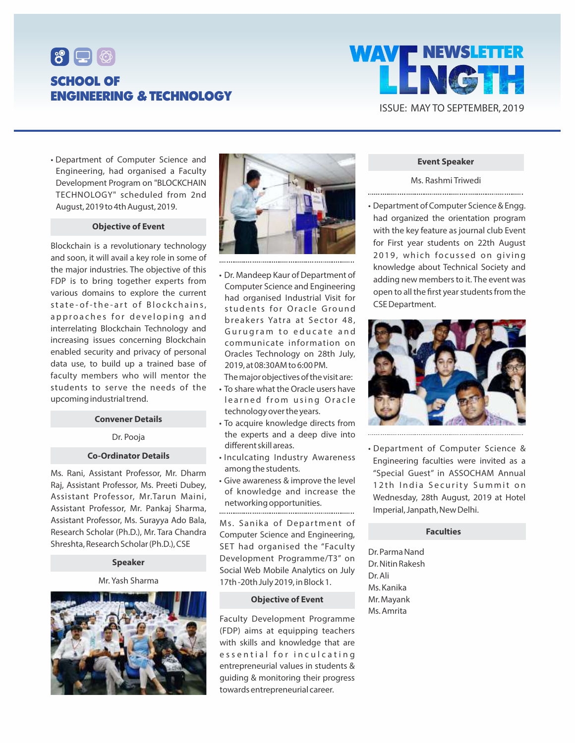- Department of Computer Science and Engineering, had organised a Faculty Development Program on "BLOCKCHAIN TECHNOLOGY" scheduled from 2nd August, 2019 to 4th August, 2019.

**Objective of Event**

Blockchain is a revolutionary technology and soon, it will avail a key role in some of the major industries. The objective of this FDP is to bring together experts from various domains to explore the current state-of-the-art of Blockchains, approaches for developing and interrelating Blockchain Technology and increasing issues concerning Blockchain enabled security and privacy of personal data use, to build up a trained base of faculty members who will mentor the students to serve the needs of the upcoming industrial trend.

**Convener Details**

Dr. Pooja

**Co-Ordinator Details**

Ms. Rani, Assistant Professor, Mr. Dharm Raj, Assistant Professor, Ms. Preeti Dubey, Assistant Professor, Mr.Tarun Maini, Assistant Professor, Mr. Pankaj Sharma, Assistant Professor, Ms. Surayya Ado Bala, Research Scholar (Ph.D.), Mr. Tara Chandra Shreshta, Research Scholar (Ph.D.), CSE

**Speaker**

Mr. Yash Sharma

- Dr. Mandeep Kaur of Department of Computer Science and Engineering had organised Industrial Visit for students for Oracle Ground breakers Yatra at Sector 48, Gurugram to educate and communicate information on Oracles Technology on 28th July, 2019, at 08:30AM to 6:00 PM.

  The major objectives of the visit are:
- To share what the Oracle users have learned from using Oracle technology over the years.
- To acquire knowledge directs from the experts and a deep dive into different skill areas.
- Inculcating Industry Awareness among the students.
- Give awareness & improve the level of knowledge and increase the networking opportunities.

Ms. Sanika of Department of Computer Science and Engineering, SET had organised the "Faculty Development Programme/T3" on Social Web Mobile Analytics on July 17th -20th July 2019, in Block 1.

**Objective of Event**

Faculty Development Programme (FDP) aims at equipping teachers with skills and knowledge that are essential for inculcating entrepreneurial values in students & guiding & monitoring their progress towards entrepreneurial career.

**Event Speaker**

Ms. Rashmi Triwedi

- Department of Computer Science & Engg. had organized the orientation program with the key feature as journal club Event for First year students on 22th August 2019, which focussed on giving knowledge about Technical Society and adding new members to it. The event was open to all the first year students from the CSE Department.

- Department of Computer Science & Engineering faculties were invited as a "Special Guest" in ASSOCHAM Annual 12th India Security Summit on Wednesday, 28th August, 2019 at Hotel Imperial, Janpath, New Delhi.

**Faculties**

Dr. Parma Nand
Dr. Nitin Rakesh
Dr. Ali
Ms. Kanika
Mr. Mayank
Ms. Amrita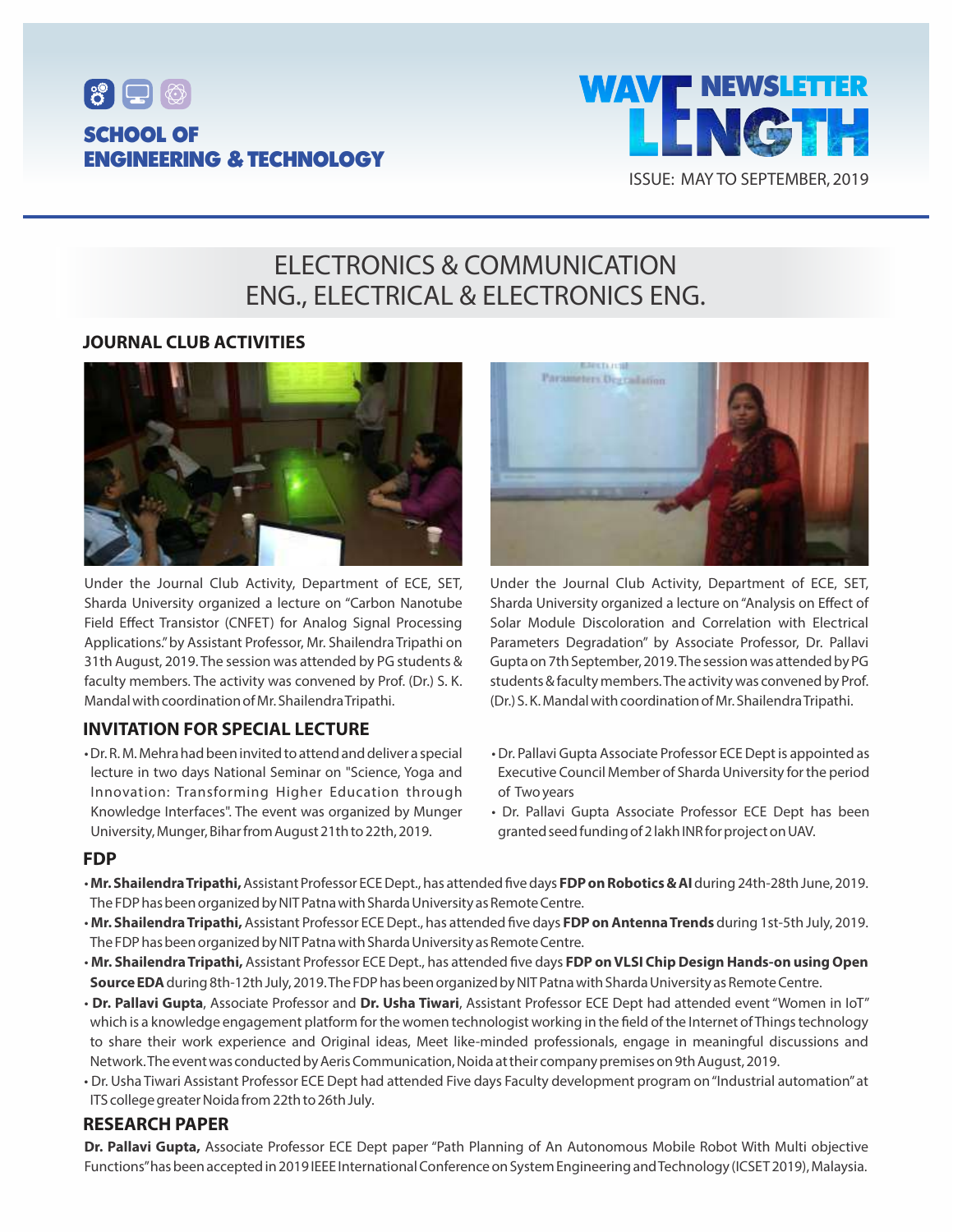# ELECTRONICS & COMMUNICATION ENG., ELECTRICAL & ELECTRONICS ENG.

## JOURNAL CLUB ACTIVITIES

Under the Journal Club Activity, Department of ECE, SET, Sharda University organized a lecture on "Carbon Nanotube Field Effect Transistor (CNFET) for Analog Signal Processing Applications." by Assistant Professor, Mr. Shailendra Tripathi on 31th August, 2019. The session was attended by PG students & faculty members. The activity was convened by Prof. (Dr.) S. K. Mandal with coordination of Mr. Shailendra Tripathi.

Under the Journal Club Activity, Department of ECE, SET, Sharda University organized a lecture on "Analysis on Effect of Solar Module Discoloration and Correlation with Electrical Parameters Degradation" by Associate Professor, Dr. Pallavi Gupta on 7th September, 2019. The session was attended by PG students & faculty members. The activity was convened by Prof. (Dr.) S. K. Mandal with coordination of Mr. Shailendra Tripathi.

## INVITATION FOR SPECIAL LECTURE

- Dr. R. M. Mehra had been invited to attend and deliver a special lecture in two days National Seminar on "Science, Yoga and Innovation: Transforming Higher Education through Knowledge Interfaces". The event was organized by Munger University, Munger, Bihar from August 21th to 22th, 2019.
- Dr. Pallavi Gupta Associate Professor ECE Dept is appointed as Executive Council Member of Sharda University for the period of Two years
- Dr. Pallavi Gupta Associate Professor ECE Dept has been granted seed funding of 2 lakh INR for project on UAV.

## FDP

- **Mr. Shailendra Tripathi,** Assistant Professor ECE Dept., has attended five days **FDP on Robotics & AI** during 24th-28th June, 2019. The FDP has been organized by NIT Patna with Sharda University as Remote Centre.
- **Mr. Shailendra Tripathi,** Assistant Professor ECE Dept., has attended five days **FDP on Antenna Trends** during 1st-5th July, 2019. The FDP has been organized by NIT Patna with Sharda University as Remote Centre.
- **Mr. Shailendra Tripathi,** Assistant Professor ECE Dept., has attended five days **FDP on VLSI Chip Design Hands-on using Open Source EDA** during 8th-12th July, 2019. The FDP has been organized by NIT Patna with Sharda University as Remote Centre.
- **Dr. Pallavi Gupta**, Associate Professor and **Dr. Usha Tiwari**, Assistant Professor ECE Dept had attended event "Women in IoT" which is a knowledge engagement platform for the women technologist working in the field of the Internet of Things technology to share their work experience and Original ideas, Meet like-minded professionals, engage in meaningful discussions and Network. The event was conducted by Aeris Communication, Noida at their company premises on 9th August, 2019.
- Dr. Usha Tiwari Assistant Professor ECE Dept had attended Five days Faculty development program on "Industrial automation" at ITS college greater Noida from 22th to 26th July.

## RESEARCH PAPER

**Dr. Pallavi Gupta,** Associate Professor ECE Dept paper "Path Planning of An Autonomous Mobile Robot With Multi objective Functions" has been accepted in 2019 IEEE International Conference on System Engineering and Technology (ICSET 2019), Malaysia.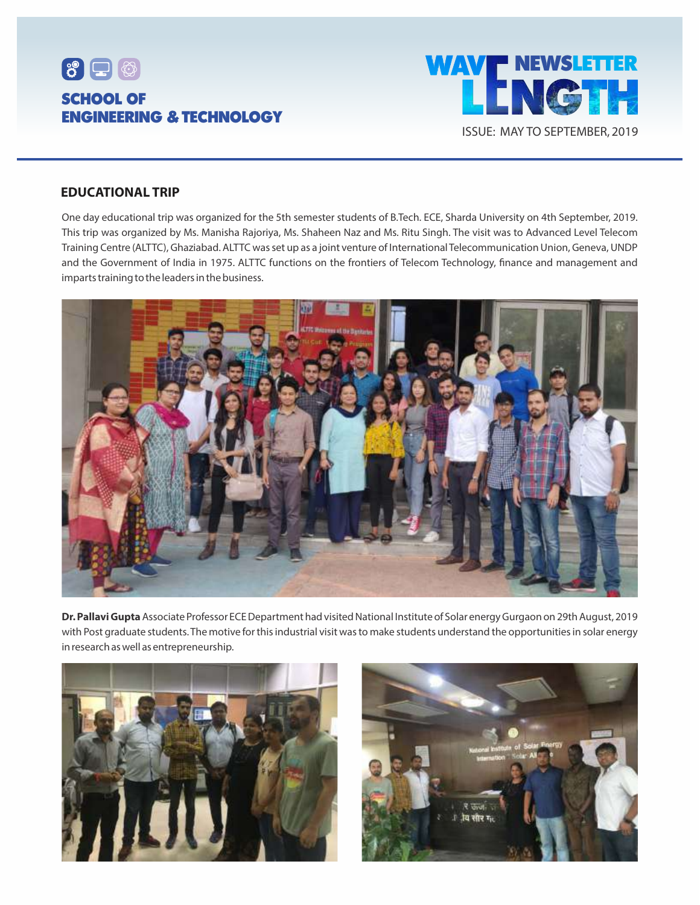## EDUCATIONAL TRIP

One day educational trip was organized for the 5th semester students of B.Tech. ECE, Sharda University on 4th September, 2019. This trip was organized by Ms. Manisha Rajoriya, Ms. Shaheen Naz and Ms. Ritu Singh. The visit was to Advanced Level Telecom Training Centre (ALTTC), Ghaziabad. ALTTC was set up as a joint venture of International Telecommunication Union, Geneva, UNDP and the Government of India in 1975. ALTTC functions on the frontiers of Telecom Technology, finance and management and imparts training to the leaders in the business.

**Dr. Pallavi Gupta** Associate Professor ECE Department had visited National Institute of Solar energy Gurgaon on 29th August, 2019 with Post graduate students. The motive for this industrial visit was to make students understand the opportunities in solar energy in research as well as entrepreneurship.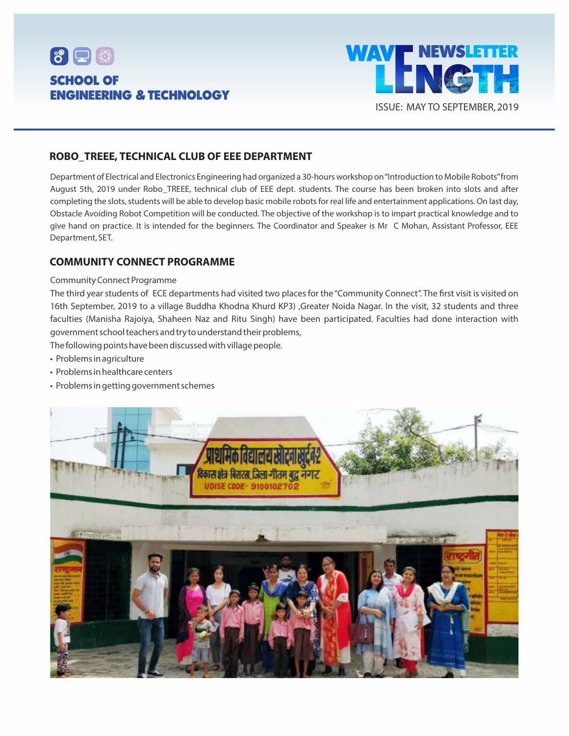## ROBO_TREEE, TECHNICAL CLUB OF EEE DEPARTMENT

Department of Electrical and Electronics Engineering had organized a 30-hours workshop on "Introduction to Mobile Robots" from August 5th, 2019 under Robo_TREEE, technical club of EEE dept. students. The course has been broken into slots and after completing the slots, students will be able to develop basic mobile robots for real life and entertainment applications. On last day, Obstacle Avoiding Robot Competition will be conducted. The objective of the workshop is to impart practical knowledge and to give hand on practice. It is intended for the beginners. The Coordinator and Speaker is Mr C Mohan, Assistant Professor, EEE Department, SET.

## COMMUNITY CONNECT PROGRAMME

Community Connect Programme

The third year students of ECE departments had visited two places for the "Community Connect". The first visit is visited on 16th September, 2019 to a village Buddha Khodna Khurd KP3) ,Greater Noida Nagar. In the visit, 32 students and three faculties (Manisha Rajoiya, Shaheen Naz and Ritu Singh) have been participated. Faculties had done interaction with government school teachers and try to understand their problems,

The following points have been discussed with village people.

- Problems in agriculture
- Problems in healthcare centers
- Problems in getting government schemes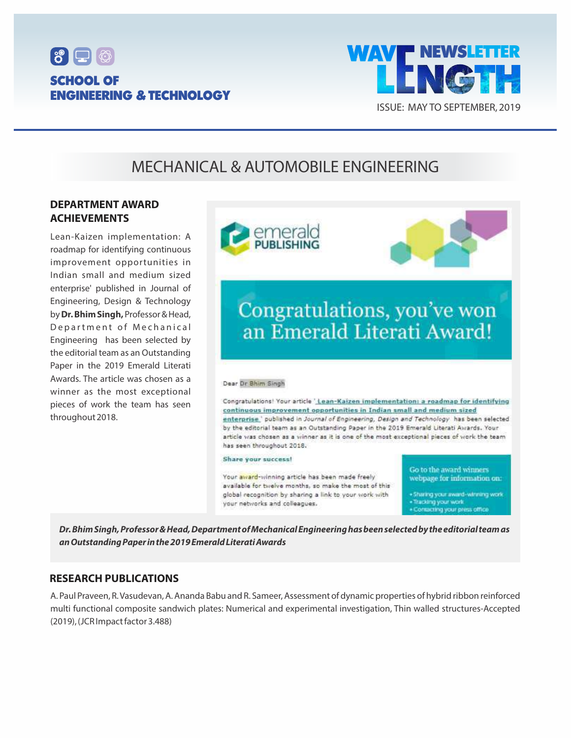# MECHANICAL & AUTOMOBILE ENGINEERING

## DEPARTMENT AWARD ACHIEVEMENTS

Lean-Kaizen implementation: A roadmap for identifying continuous improvement opportunities in Indian small and medium sized enterprise' published in Journal of Engineering, Design & Technology by **Dr. Bhim Singh,** Professor & Head, Department of Mechanical Engineering has been selected by the editorial team as an Outstanding Paper in the 2019 Emerald Literati Awards. The article was chosen as a winner as the most exceptional pieces of work the team has seen throughout 2018.

emerald PUBLISHING

Congratulations, you've won an Emerald Literati Award!

Dear Dr Bhim Singh

Congratulations! Your article 'Lean-Kaizen implementation: a roadmap for identifying continuous improvement opportunities in Indian small and medium sized enterprise' published in *Journal of Engineering, Design and Technology* has been selected by the editorial team as an Outstanding Paper in the 2019 Emerald Literati Awards. Your article was chosen as a winner as it is one of the most exceptional pieces of work the team has seen throughout 2018.

**Share your success!**

Your award-winning article has been made freely available for twelve months, so make the most of this global recognition by sharing a link to your work with your networks and colleagues.

Go to the award winners webpage for information on:

- Sharing your award-winning work
- Tracking your work
- Contacting your press office

***Dr. Bhim Singh, Professor & Head, Department of Mechanical Engineering has been selected by the editorial team as an Outstanding Paper in the 2019 Emerald Literati Awards***

## RESEARCH PUBLICATIONS

A. Paul Praveen, R. Vasudevan, A. Ananda Babu and R. Sameer, Assessment of dynamic properties of hybrid ribbon reinforced multi functional composite sandwich plates: Numerical and experimental investigation, Thin walled structures-Accepted (2019), (JCR Impact factor 3.488)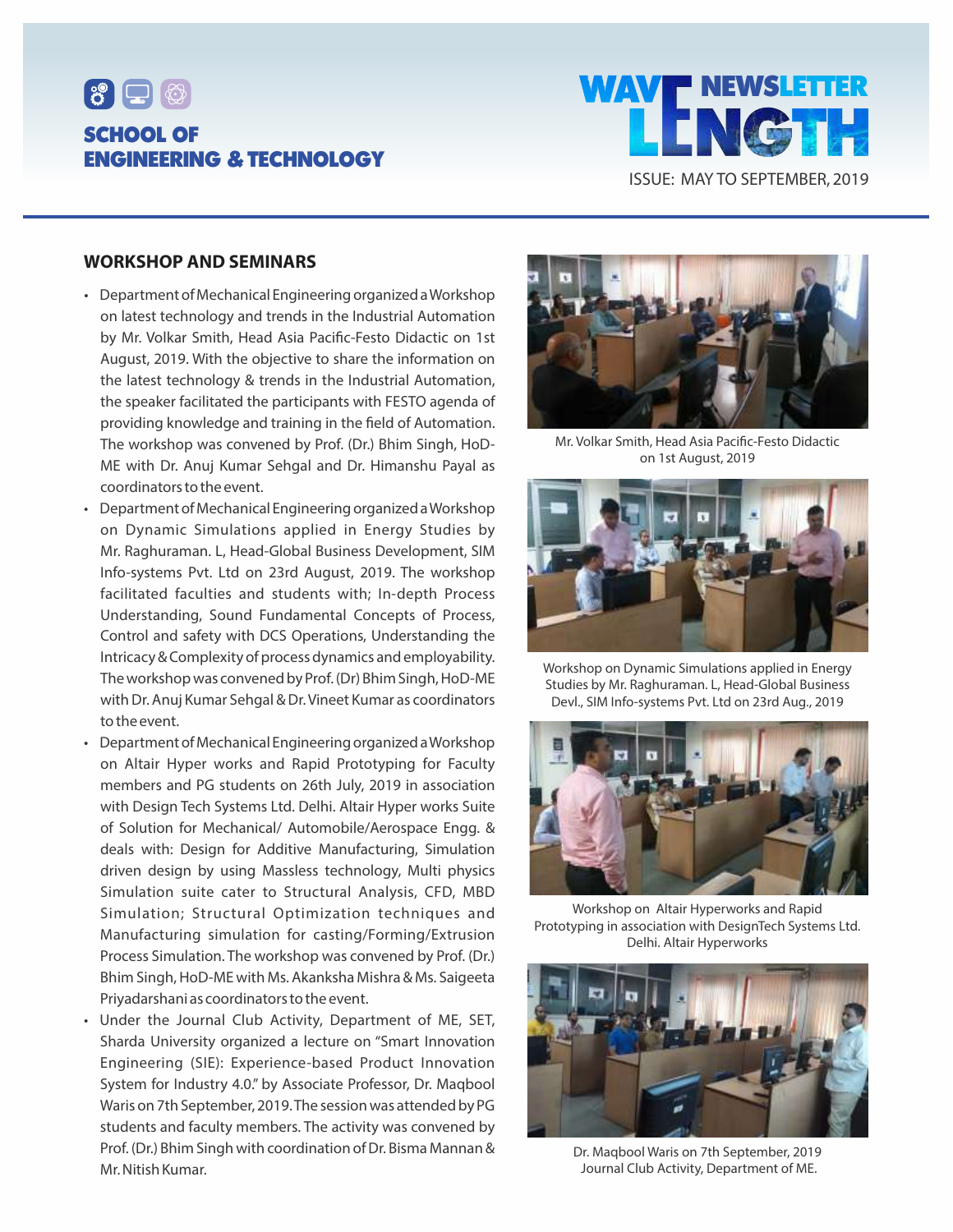## WORKSHOP AND SEMINARS

- Department of Mechanical Engineering organized a Workshop on latest technology and trends in the Industrial Automation by Mr. Volkar Smith, Head Asia Pacific-Festo Didactic on 1st August, 2019. With the objective to share the information on the latest technology & trends in the Industrial Automation, the speaker facilitated the participants with FESTO agenda of providing knowledge and training in the field of Automation. The workshop was convened by Prof. (Dr.) Bhim Singh, HoD-ME with Dr. Anuj Kumar Sehgal and Dr. Himanshu Payal as coordinators to the event.
- Department of Mechanical Engineering organized a Workshop on Dynamic Simulations applied in Energy Studies by Mr. Raghuraman. L, Head-Global Business Development, SIM Info-systems Pvt. Ltd on 23rd August, 2019. The workshop facilitated faculties and students with; In-depth Process Understanding, Sound Fundamental Concepts of Process, Control and safety with DCS Operations, Understanding the Intricacy & Complexity of process dynamics and employability. The workshop was convened by Prof. (Dr) Bhim Singh, HoD-ME with Dr. Anuj Kumar Sehgal & Dr. Vineet Kumar as coordinators to the event.
- Department of Mechanical Engineering organized a Workshop on Altair Hyper works and Rapid Prototyping for Faculty members and PG students on 26th July, 2019 in association with Design Tech Systems Ltd. Delhi. Altair Hyper works Suite of Solution for Mechanical/ Automobile/Aerospace Engg. & deals with: Design for Additive Manufacturing, Simulation driven design by using Massless technology, Multi physics Simulation suite cater to Structural Analysis, CFD, MBD Simulation; Structural Optimization techniques and Manufacturing simulation for casting/Forming/Extrusion Process Simulation. The workshop was convened by Prof. (Dr.) Bhim Singh, HoD-ME with Ms. Akanksha Mishra & Ms. Saigeeta Priyadarshani as coordinators to the event.
- Under the Journal Club Activity, Department of ME, SET, Sharda University organized a lecture on "Smart Innovation Engineering (SIE): Experience-based Product Innovation System for Industry 4.0." by Associate Professor, Dr. Maqbool Waris on 7th September, 2019. The session was attended by PG students and faculty members. The activity was convened by Prof. (Dr.) Bhim Singh with coordination of Dr. Bisma Mannan & Mr. Nitish Kumar.

Mr. Volkar Smith, Head Asia Pacific-Festo Didactic on 1st August, 2019

Workshop on Dynamic Simulations applied in Energy Studies by Mr. Raghuraman. L, Head-Global Business Devl., SIM Info-systems Pvt. Ltd on 23rd Aug., 2019

Workshop on Altair Hyperworks and Rapid Prototyping in association with DesignTech Systems Ltd. Delhi. Altair Hyperworks

Dr. Maqbool Waris on 7th September, 2019 Journal Club Activity, Department of ME.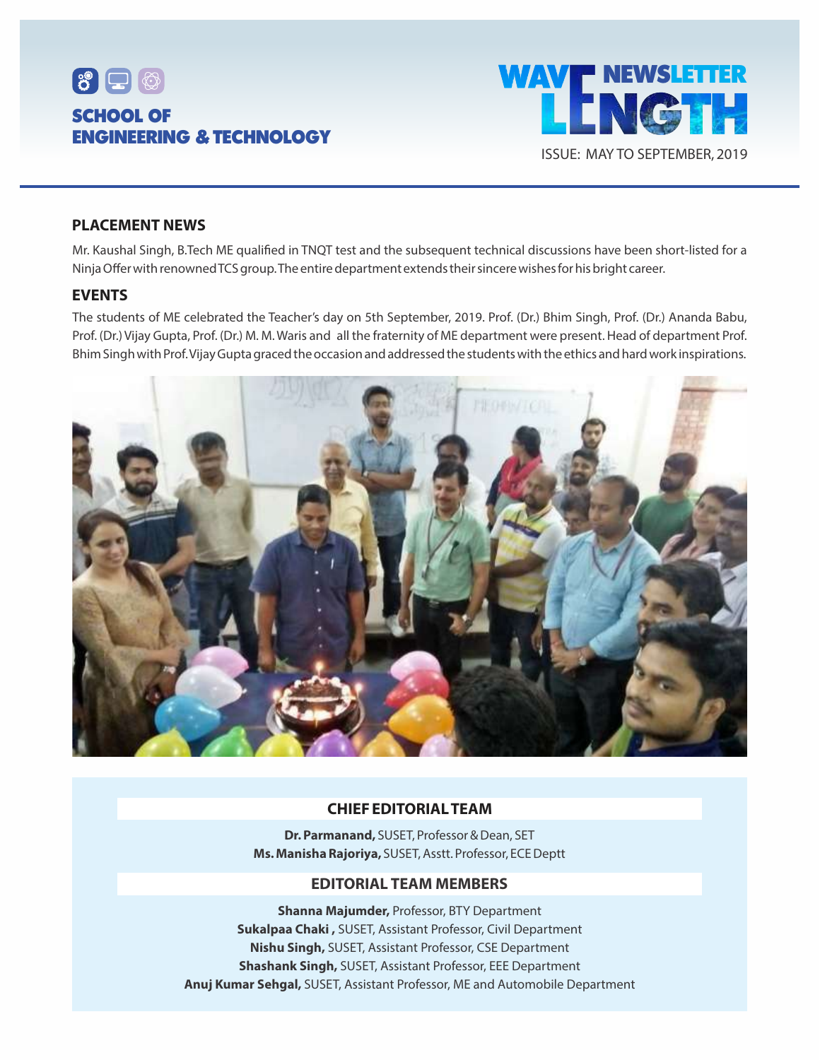## PLACEMENT NEWS

Mr. Kaushal Singh, B.Tech ME qualified in TNQT test and the subsequent technical discussions have been short-listed for a Ninja Offer with renowned TCS group. The entire department extends their sincere wishes for his bright career.

## EVENTS

The students of ME celebrated the Teacher's day on 5th September, 2019. Prof. (Dr.) Bhim Singh, Prof. (Dr.) Ananda Babu, Prof. (Dr.) Vijay Gupta, Prof. (Dr.) M. M. Waris and all the fraternity of ME department were present. Head of department Prof. Bhim Singh with Prof. Vijay Gupta graced the occasion and addressed the students with the ethics and hard work inspirations.

### CHIEF EDITORIAL TEAM

**Dr. Parmanand,** SUSET, Professor & Dean, SET
**Ms. Manisha Rajoriya,** SUSET, Asstt. Professor, ECE Deptt

### EDITORIAL TEAM MEMBERS

**Shanna Majumder,** Professor, BTY Department
**Sukalpaa Chaki ,** SUSET, Assistant Professor, Civil Department
**Nishu Singh,** SUSET, Assistant Professor, CSE Department
**Shashank Singh,** SUSET, Assistant Professor, EEE Department
**Anuj Kumar Sehgal,** SUSET, Assistant Professor, ME and Automobile Department